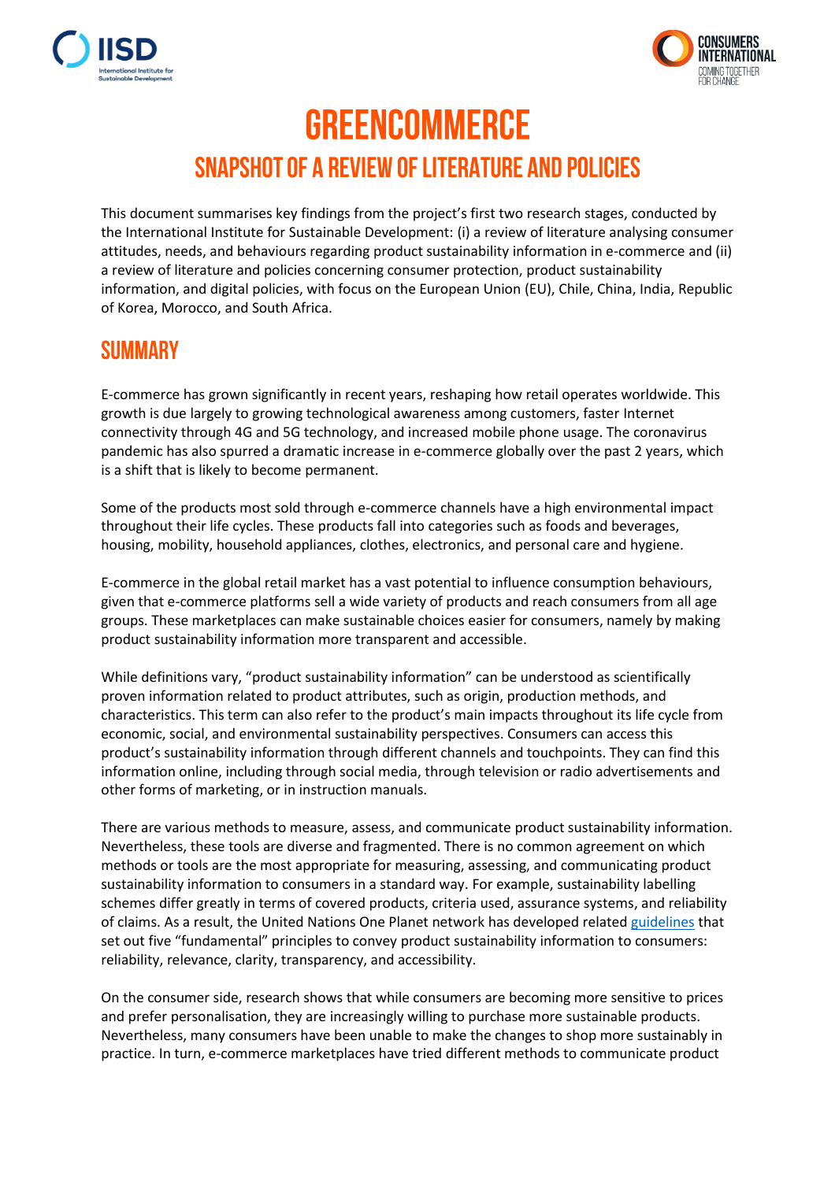# GREENCOMMERCE

## SNAPSHOT OF A REVIEW OF LITERATURE AND POLICIES

This document summarises key findings from the project's first two research stages, conducted by the International Institute for Sustainable Development: (i) a review of literature analysing consumer attitudes, needs, and behaviours regarding product sustainability information in e-commerce and (ii) a review of literature and policies concerning consumer protection, product sustainability information, and digital policies, with focus on the European Union (EU), Chile, China, India, Republic of Korea, Morocco, and South Africa.

## SUMMARY

E-commerce has grown significantly in recent years, reshaping how retail operates worldwide. This growth is due largely to growing technological awareness among customers, faster Internet connectivity through 4G and 5G technology, and increased mobile phone usage. The coronavirus pandemic has also spurred a dramatic increase in e-commerce globally over the past 2 years, which is a shift that is likely to become permanent.

Some of the products most sold through e-commerce channels have a high environmental impact throughout their life cycles. These products fall into categories such as foods and beverages, housing, mobility, household appliances, clothes, electronics, and personal care and hygiene.

E-commerce in the global retail market has a vast potential to influence consumption behaviours, given that e-commerce platforms sell a wide variety of products and reach consumers from all age groups. These marketplaces can make sustainable choices easier for consumers, namely by making product sustainability information more transparent and accessible.

While definitions vary, "product sustainability information" can be understood as scientifically proven information related to product attributes, such as origin, production methods, and characteristics. This term can also refer to the product's main impacts throughout its life cycle from economic, social, and environmental sustainability perspectives. Consumers can access this product's sustainability information through different channels and touchpoints. They can find this information online, including through social media, through television or radio advertisements and other forms of marketing, or in instruction manuals.

There are various methods to measure, assess, and communicate product sustainability information. Nevertheless, these tools are diverse and fragmented. There is no common agreement on which methods or tools are the most appropriate for measuring, assessing, and communicating product sustainability information to consumers in a standard way. For example, sustainability labelling schemes differ greatly in terms of covered products, criteria used, assurance systems, and reliability of claims. As a result, the United Nations One Planet network has developed related guidelines that set out five "fundamental" principles to convey product sustainability information to consumers: reliability, relevance, clarity, transparency, and accessibility.

On the consumer side, research shows that while consumers are becoming more sensitive to prices and prefer personalisation, they are increasingly willing to purchase more sustainable products. Nevertheless, many consumers have been unable to make the changes to shop more sustainably in practice. In turn, e-commerce marketplaces have tried different methods to communicate product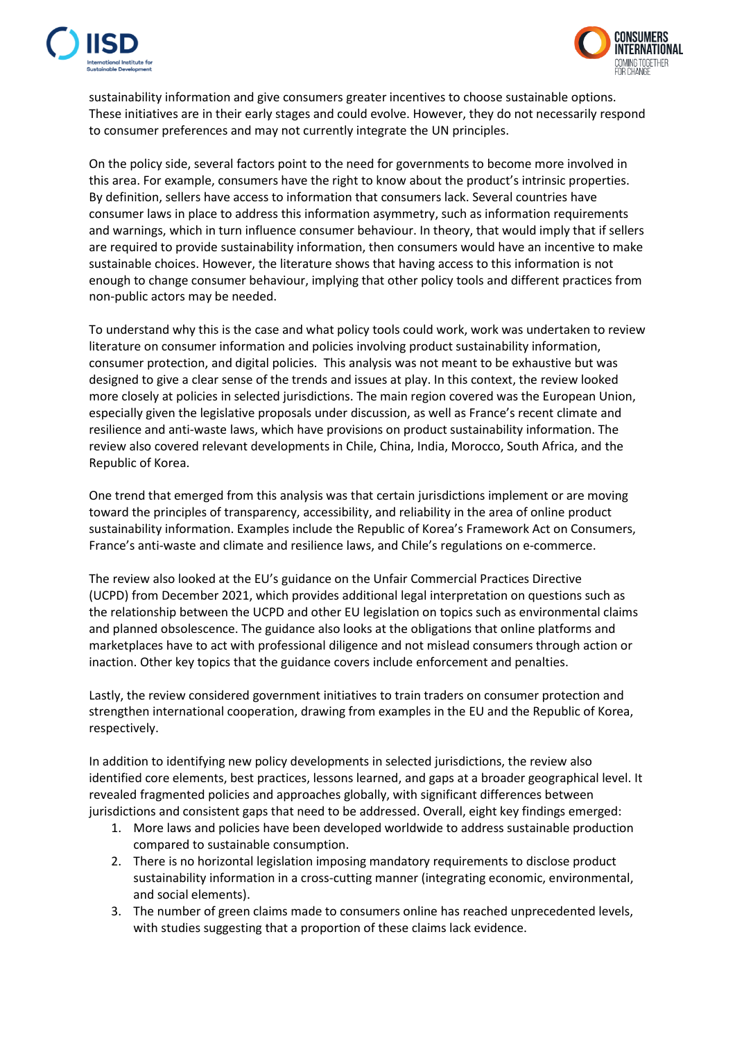sustainability information and give consumers greater incentives to choose sustainable options. These initiatives are in their early stages and could evolve. However, they do not necessarily respond to consumer preferences and may not currently integrate the UN principles.

On the policy side, several factors point to the need for governments to become more involved in this area. For example, consumers have the right to know about the product's intrinsic properties. By definition, sellers have access to information that consumers lack. Several countries have consumer laws in place to address this information asymmetry, such as information requirements and warnings, which in turn influence consumer behaviour. In theory, that would imply that if sellers are required to provide sustainability information, then consumers would have an incentive to make sustainable choices. However, the literature shows that having access to this information is not enough to change consumer behaviour, implying that other policy tools and different practices from non-public actors may be needed.

To understand why this is the case and what policy tools could work, work was undertaken to review literature on consumer information and policies involving product sustainability information, consumer protection, and digital policies. This analysis was not meant to be exhaustive but was designed to give a clear sense of the trends and issues at play. In this context, the review looked more closely at policies in selected jurisdictions. The main region covered was the European Union, especially given the legislative proposals under discussion, as well as France's recent climate and resilience and anti-waste laws, which have provisions on product sustainability information. The review also covered relevant developments in Chile, China, India, Morocco, South Africa, and the Republic of Korea.

One trend that emerged from this analysis was that certain jurisdictions implement or are moving toward the principles of transparency, accessibility, and reliability in the area of online product sustainability information. Examples include the Republic of Korea's Framework Act on Consumers, France's anti-waste and climate and resilience laws, and Chile's regulations on e-commerce.

The review also looked at the EU's guidance on the Unfair Commercial Practices Directive (UCPD) from December 2021, which provides additional legal interpretation on questions such as the relationship between the UCPD and other EU legislation on topics such as environmental claims and planned obsolescence. The guidance also looks at the obligations that online platforms and marketplaces have to act with professional diligence and not mislead consumers through action or inaction. Other key topics that the guidance covers include enforcement and penalties.

Lastly, the review considered government initiatives to train traders on consumer protection and strengthen international cooperation, drawing from examples in the EU and the Republic of Korea, respectively.

In addition to identifying new policy developments in selected jurisdictions, the review also identified core elements, best practices, lessons learned, and gaps at a broader geographical level. It revealed fragmented policies and approaches globally, with significant differences between jurisdictions and consistent gaps that need to be addressed. Overall, eight key findings emerged:

1. More laws and policies have been developed worldwide to address sustainable production compared to sustainable consumption.
2. There is no horizontal legislation imposing mandatory requirements to disclose product sustainability information in a cross-cutting manner (integrating economic, environmental, and social elements).
3. The number of green claims made to consumers online has reached unprecedented levels, with studies suggesting that a proportion of these claims lack evidence.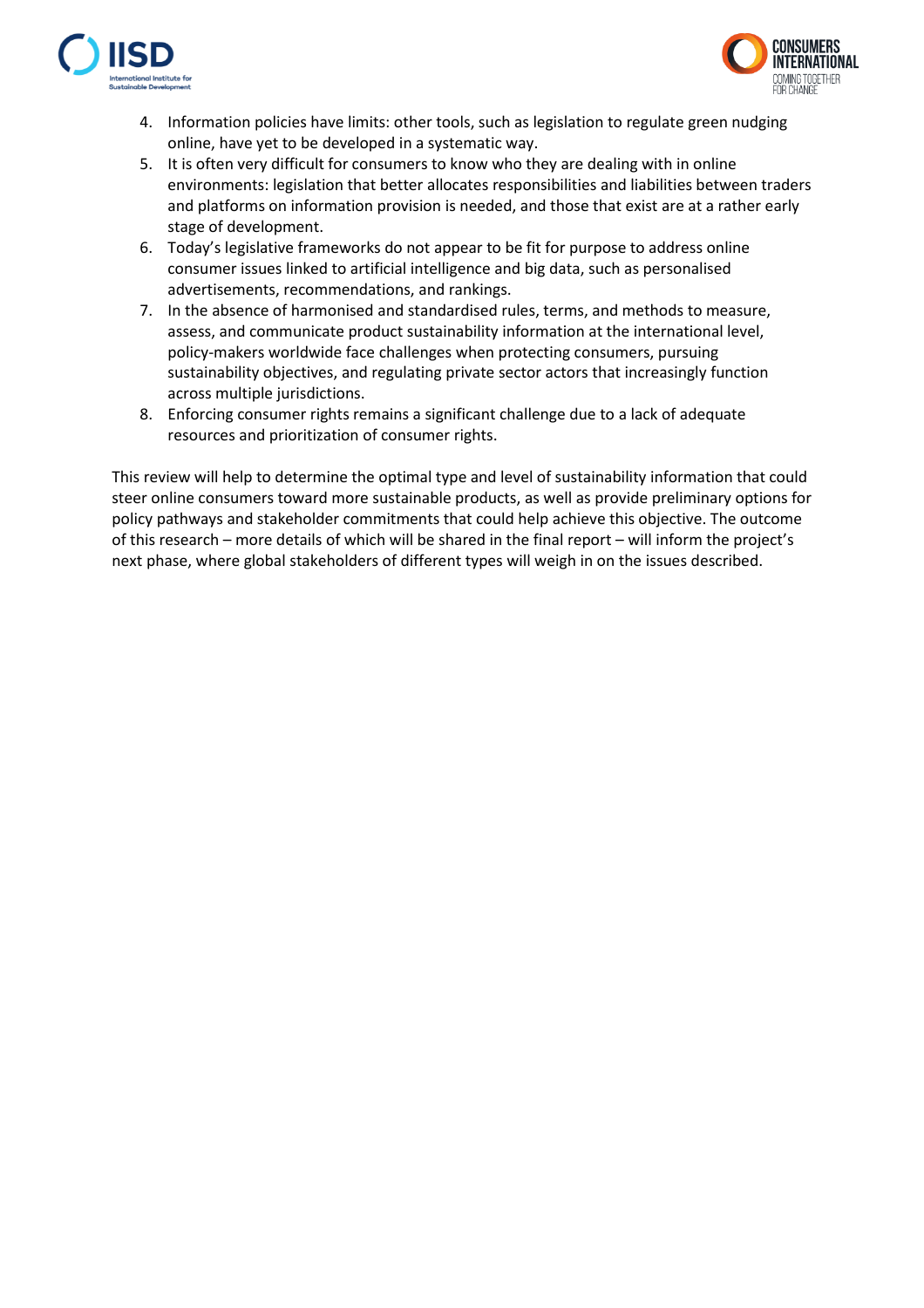4. Information policies have limits: other tools, such as legislation to regulate green nudging online, have yet to be developed in a systematic way.
5. It is often very difficult for consumers to know who they are dealing with in online environments: legislation that better allocates responsibilities and liabilities between traders and platforms on information provision is needed, and those that exist are at a rather early stage of development.
6. Today's legislative frameworks do not appear to be fit for purpose to address online consumer issues linked to artificial intelligence and big data, such as personalised advertisements, recommendations, and rankings.
7. In the absence of harmonised and standardised rules, terms, and methods to measure, assess, and communicate product sustainability information at the international level, policy-makers worldwide face challenges when protecting consumers, pursuing sustainability objectives, and regulating private sector actors that increasingly function across multiple jurisdictions.
8. Enforcing consumer rights remains a significant challenge due to a lack of adequate resources and prioritization of consumer rights.

This review will help to determine the optimal type and level of sustainability information that could steer online consumers toward more sustainable products, as well as provide preliminary options for policy pathways and stakeholder commitments that could help achieve this objective. The outcome of this research – more details of which will be shared in the final report – will inform the project's next phase, where global stakeholders of different types will weigh in on the issues described.